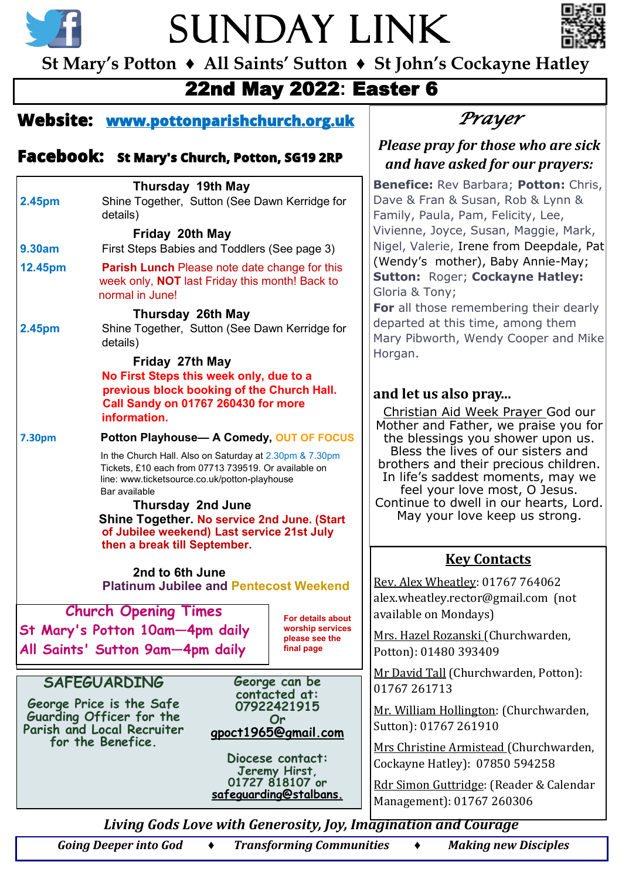# SUNDAY LINK

St Mary's Potton ♦ All Saints' Sutton ♦ St John's Cockayne Hatley

## 22nd May 2022: Easter 6

**Website:** www.pottonparishchurch.org.uk

**Facebook:** St Mary's Church, Potton, SG19 2RP

**Thursday 19th May**

**2.45pm** Shine Together, Sutton (See Dawn Kerridge for details)

**Friday 20th May**

**9.30am** First Steps Babies and Toddlers (See page 3)

**12.45pm** **Parish Lunch** Please note date change for this week only, **NOT** last Friday this month! Back to normal in June!

**Thursday 26th May**

**2.45pm** Shine Together, Sutton (See Dawn Kerridge for details)

**Friday 27th May**

**No First Steps this week only, due to a previous block booking of the Church Hall. Call Sandy on 01767 260430 for more information.**

**7.30pm** **Potton Playhouse— A Comedy, OUT OF FOCUS**

In the Church Hall. Also on Saturday at 2.30pm & 7.30pm
Tickets, £10 each from 07713 739519. Or available on line: www.ticketsource.co.uk/potton-playhouse
Bar available

**Thursday 2nd June**

**Shine Together. No service 2nd June. (Start of Jubilee weekend) Last service 21st July then a break till September.**

**2nd to 6th June**

**Platinum Jubilee and Pentecost Weekend**

### Church Opening Times

St Mary's Potton 10am—4pm daily
All Saints' Sutton 9am—4pm daily

**For details about worship services please see the final page**

### SAFEGUARDING

George Price is the Safe Guarding Officer for the Parish and Local Recruiter for the Benefice.

George can be contacted at: 07922421915 Or gpoct1965@gmail.com

Diocese contact: Jeremy Hirst, 01727 818107 or safeguarding@stalbans.

## *Prayer*

***Please pray for those who are sick and have asked for our prayers:***

**Benefice:** Rev Barbara; **Potton:** Chris, Dave & Fran & Susan, Rob & Lynn & Family, Paula, Pam, Felicity, Lee, Vivienne, Joyce, Susan, Maggie, Mark, Nigel, Valerie, Irene from Deepdale, Pat (Wendy's mother), Baby Annie-May; **Sutton:** Roger; **Cockayne Hatley:** Gloria & Tony;

**For** all those remembering their dearly departed at this time, among them Mary Pibworth, Wendy Cooper and Mike Horgan.

**and let us also pray...**

Christian Aid Week Prayer God our Mother and Father, we praise you for the blessings you shower upon us. Bless the lives of our sisters and brothers and their precious children. In life's saddest moments, may we feel your love most, O Jesus. Continue to dwell in our hearts, Lord. May your love keep us strong.

### Key Contacts

Rev. Alex Wheatley: 01767 764062 alex.wheatley.rector@gmail.com (not available on Mondays)

Mrs. Hazel Rozanski (Churchwarden, Potton): 01480 393409

Mr David Tall (Churchwarden, Potton): 01767 261713

Mr. William Hollington: (Churchwarden, Sutton): 01767 261910

Mrs Christine Armistead (Churchwarden, Cockayne Hatley): 07850 594258

Rdr Simon Guttridge: (Reader & Calendar Management): 01767 260306

***Living Gods Love with Generosity, Joy, Imagination and Courage***

*Going Deeper into God ♦ Transforming Communities ♦ Making new Disciples*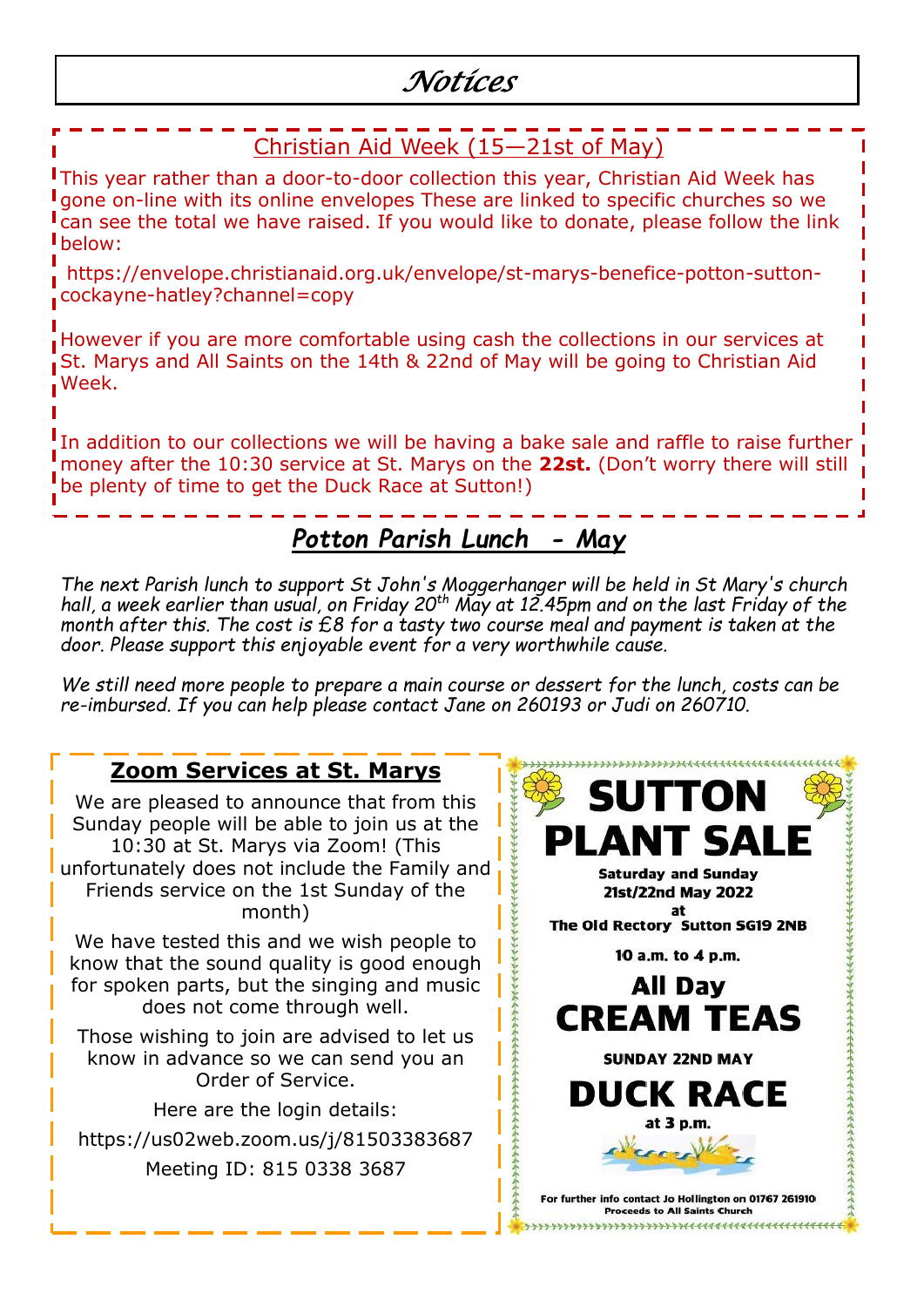# Notices

## Christian Aid Week (15—21st of May)

This year rather than a door-to-door collection this year, Christian Aid Week has gone on-line with its online envelopes These are linked to specific churches so we can see the total we have raised. If you would like to donate, please follow the link below:

https://envelope.christianaid.org.uk/envelope/st-marys-benefice-potton-sutton-cockayne-hatley?channel=copy

However if you are more comfortable using cash the collections in our services at St. Marys and All Saints on the 14th & 22nd of May will be going to Christian Aid Week.

In addition to our collections we will be having a bake sale and raffle to raise further money after the 10:30 service at St. Marys on the **22st.** (Don't worry there will still be plenty of time to get the Duck Race at Sutton!)

## *Potton Parish Lunch - May*

*The next Parish lunch to support St John's Moggerhanger will be held in St Mary's church hall, a week earlier than usual, on Friday 20th May at 12.45pm and on the last Friday of the month after this. The cost is £8 for a tasty two course meal and payment is taken at the door. Please support this enjoyable event for a very worthwhile cause.*

*We still need more people to prepare a main course or dessert for the lunch, costs can be re-imbursed. If you can help please contact Jane on 260193 or Judi on 260710.*

## Zoom Services at St. Marys

We are pleased to announce that from this Sunday people will be able to join us at the 10:30 at St. Marys via Zoom! (This unfortunately does not include the Family and Friends service on the 1st Sunday of the month)

We have tested this and we wish people to know that the sound quality is good enough for spoken parts, but the singing and music does not come through well.

Those wishing to join are advised to let us know in advance so we can send you an Order of Service.

Here are the login details:

https://us02web.zoom.us/j/81503383687

Meeting ID: 815 0338 3687

## SUTTON PLANT SALE

**Saturday and Sunday**
**21st/22nd May 2022**
**at**
**The Old Rectory Sutton SG19 2NB**

**10 a.m. to 4 p.m.**

**All Day**
**CREAM TEAS**

**SUNDAY 22ND MAY**
**DUCK RACE**
**at 3 p.m.**

**For further info contact Jo Hollington on 01767 261910**
**Proceeds to All Saints Church**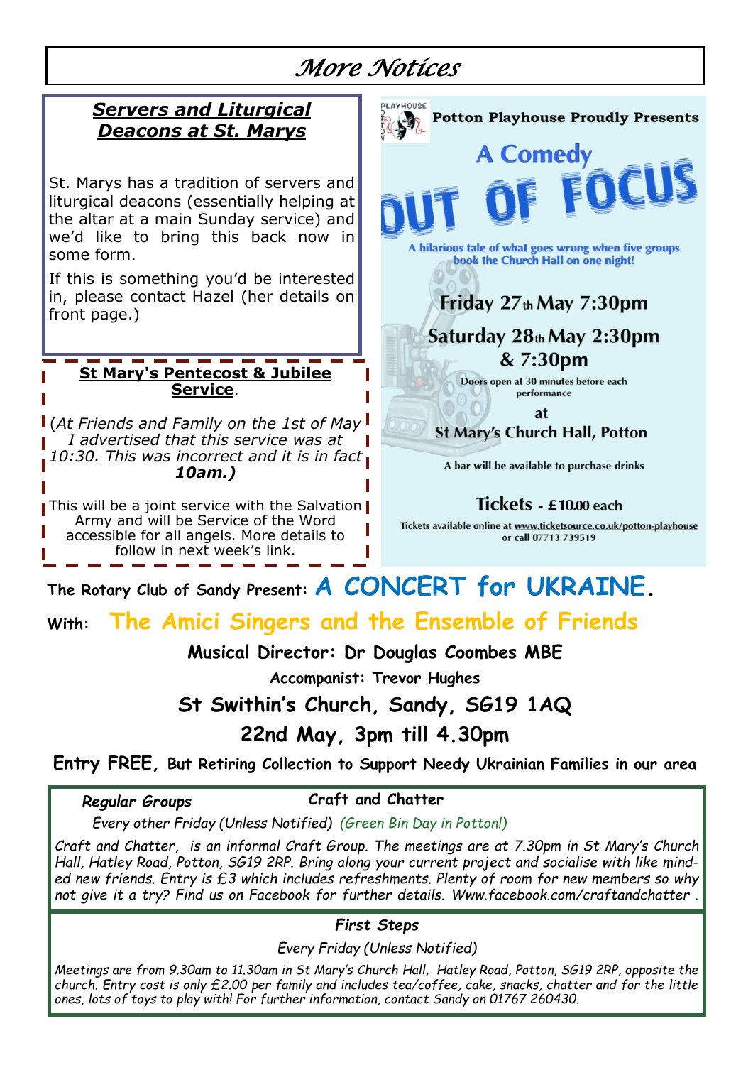# More Notices

## Servers and Liturgical Deacons at St. Marys

St. Marys has a tradition of servers and liturgical deacons (essentially helping at the altar at a main Sunday service) and we'd like to bring this back now in some form.

If this is something you'd be interested in, please contact Hazel (her details on front page.)

## St Mary's Pentecost & Jubilee Service.

*(At Friends and Family on the 1st of May I advertised that this service was at 10:30. This was incorrect and it is in fact **10am.)***

This will be a joint service with the Salvation Army and will be Service of the Word accessible for all angels. More details to follow in next week's link.

PLAYHOUSE

**Potton Playhouse Proudly Presents**

**A Comedy**

# OUT OF FOCUS

**A hilarious tale of what goes wrong when five groups book the Church Hall on one night!**

**Friday 27th May 7:30pm**

**Saturday 28th May 2:30pm & 7:30pm**

Doors open at 30 minutes before each performance

at

**St Mary's Church Hall, Potton**

A bar will be available to purchase drinks

**Tickets - £10.00 each**

Tickets available online at www.ticketsource.co.uk/potton-playhouse or call 07713 739519

**The Rotary Club of Sandy Present: A CONCERT for UKRAINE.**

**With: The Amici Singers and the Ensemble of Friends**

**Musical Director: Dr Douglas Coombes MBE**

**Accompanist: Trevor Hughes**

**St Swithin's Church, Sandy, SG19 1AQ**

**22nd May, 3pm till 4.30pm**

**Entry FREE, But Retiring Collection to Support Needy Ukrainian Families in our area**

***Regular Groups***

**Craft and Chatter**

*Every other Friday (Unless Notified) (Green Bin Day in Potton!)*

*Craft and Chatter, is an informal Craft Group. The meetings are at 7.30pm in St Mary's Church Hall, Hatley Road, Potton, SG19 2RP. Bring along your current project and socialise with like minded new friends. Entry is £3 which includes refreshments. Plenty of room for new members so why not give it a try? Find us on Facebook for further details. Www.facebook.com/craftandchatter .*

***First Steps***

*Every Friday (Unless Notified)*

*Meetings are from 9.30am to 11.30am in St Mary's Church Hall, Hatley Road, Potton, SG19 2RP, opposite the church. Entry cost is only £2.00 per family and includes tea/coffee, cake, snacks, chatter and for the little ones, lots of toys to play with! For further information, contact Sandy on 01767 260430.*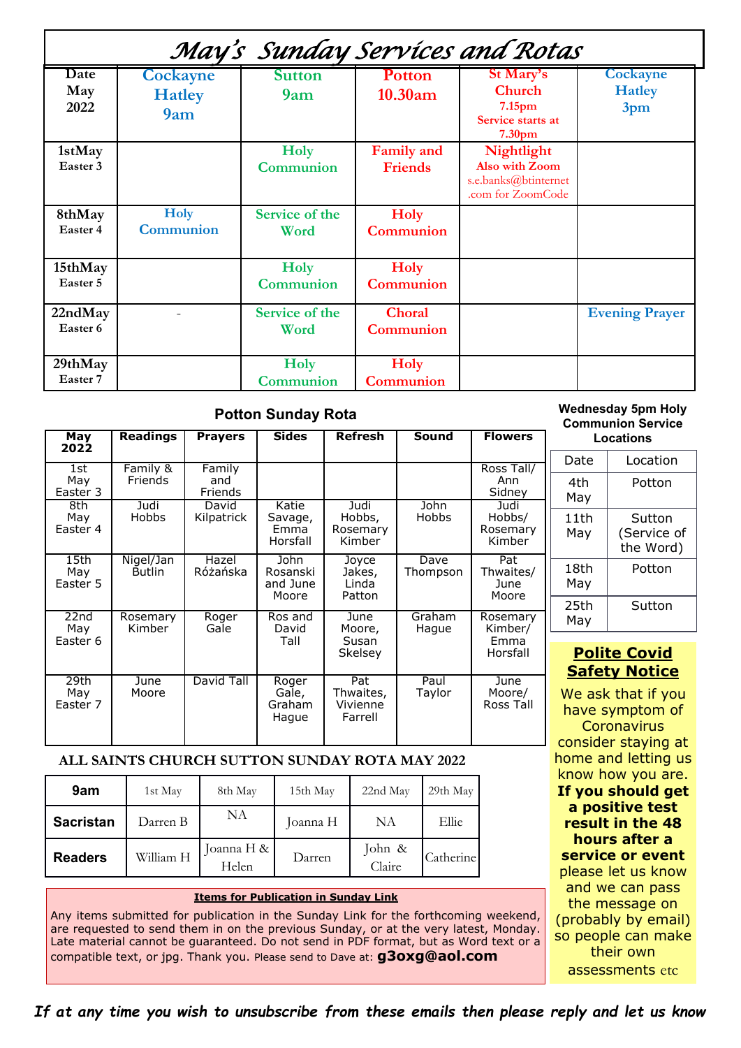# May's Sunday Services and Rotas

| Date May 2022 | Cockayne Hatley 9am | Sutton 9am | Potton 10.30am | St Mary's Church 7.15pm Service starts at 7.30pm | Cockayne Hatley 3pm |
|---|---|---|---|---|---|
| 1stMay Easter 3 | | Holy Communion | Family and Friends | Nightlight Also with Zoom s.e.banks@btinternet.com for ZoomCode | |
| 8thMay Easter 4 | Holy Communion | Service of the Word | Holy Communion | | |
| 15thMay Easter 5 | | Holy Communion | Holy Communion | | |
| 22ndMay Easter 6 | - | Service of the Word | Choral Communion | | Evening Prayer |
| 29thMay Easter 7 | | Holy Communion | Holy Communion | | |

## Potton Sunday Rota

| May 2022 | Readings | Prayers | Sides | Refresh | Sound | Flowers |
|---|---|---|---|---|---|---|
| 1st May Easter 3 | Family & Friends | Family and Friends | | | | Ross Tall/ Ann Sidney |
| 8th May Easter 4 | Judi Hobbs | David Kilpatrick | Katie Savage, Emma Horsfall | Judi Hobbs, Rosemary Kimber | John Hobbs | Judi Hobbs/ Rosemary Kimber |
| 15th May Easter 5 | Nigel/Jan Butlin | Hazel Różańska | John Rosanski and June Moore | Joyce Jakes, Linda Patton | Dave Thompson | Pat Thwaites/ June Moore |
| 22nd May Easter 6 | Rosemary Kimber | Roger Gale | Ros and David Tall | June Moore, Susan Skelsey | Graham Hague | Rosemary Kimber/ Emma Horsfall |
| 29th May Easter 7 | June Moore | David Tall | Roger Gale, Graham Hague | Pat Thwaites, Vivienne Farrell | Paul Taylor | June Moore/ Ross Tall |

## ALL SAINTS CHURCH SUTTON SUNDAY ROTA MAY 2022

| 9am | 1st May | 8th May | 15th May | 22nd May | 29th May |
|---|---|---|---|---|---|
| Sacristan | Darren B | NA | Joanna H | NA | Ellie |
| Readers | William H | Joanna H & Helen | Darren | John & Claire | Catherine |

**Items for Publication in Sunday Link**

Any items submitted for publication in the Sunday Link for the forthcoming weekend, are requested to send them in on the previous Sunday, or at the very latest, Monday. Late material cannot be guaranteed. Do not send in PDF format, but as Word text or a compatible text, or jpg. Thank you. Please send to Dave at: **g3oxg@aol.com**

**Wednesday 5pm Holy Communion Service Locations**

| Date | Location |
|---|---|
| 4th May | Potton |
| 11th May | Sutton (Service of the Word) |
| 18th May | Potton |
| 25th May | Sutton |

**Polite Covid Safety Notice**

We ask that if you have symptom of Coronavirus consider staying at home and letting us know how you are. **If you should get a positive test result in the 48 hours after a service or event** please let us know and we can pass the message on (probably by email) so people can make their own assessments etc

***If at any time you wish to unsubscribe from these emails then please reply and let us know***